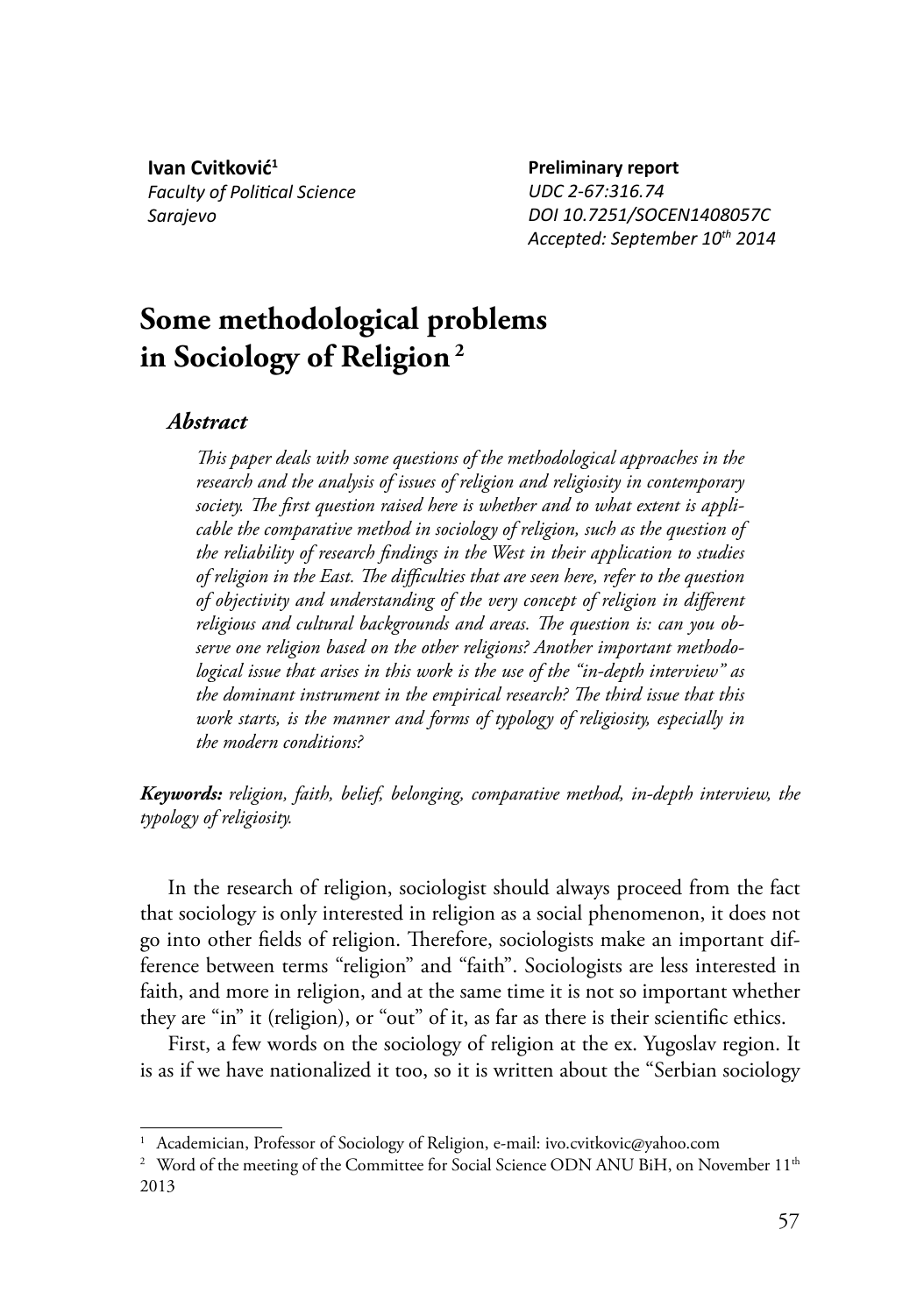**Ivan Cvitković**[1]
*Faculty of Political Science*
*Sarajevo*

**Preliminary report**
*UDC 2-67:316.74*
*DOI 10.7251/SOCEN1408057C*
*Accepted: September 10th 2014*

# Some methodological problems in Sociology of Religion [2]

### *Abstract*

*This paper deals with some questions of the methodological approaches in the research and the analysis of issues of religion and religiosity in contemporary society. The first question raised here is whether and to what extent is applicable the comparative method in sociology of religion, such as the question of the reliability of research findings in the West in their application to studies of religion in the East. The difficulties that are seen here, refer to the question of objectivity and understanding of the very concept of religion in different religious and cultural backgrounds and areas. The question is: can you observe one religion based on the other religions? Another important methodological issue that arises in this work is the use of the "in-depth interview" as the dominant instrument in the empirical research? The third issue that this work starts, is the manner and forms of typology of religiosity, especially in the modern conditions?*

***Keywords:*** *religion, faith, belief, belonging, comparative method, in-depth interview, the typology of religiosity.*

In the research of religion, sociologist should always proceed from the fact that sociology is only interested in religion as a social phenomenon, it does not go into other fields of religion. Therefore, sociologists make an important difference between terms "religion" and "faith". Sociologists are less interested in faith, and more in religion, and at the same time it is not so important whether they are "in" it (religion), or "out" of it, as far as there is their scientific ethics.

First, a few words on the sociology of religion at the ex. Yugoslav region. It is as if we have nationalized it too, so it is written about the "Serbian sociology

---

[1] Academician, Professor of Sociology of Religion, e-mail: ivo.cvitkovic@yahoo.com

[2] Word of the meeting of the Committee for Social Science ODN ANU BiH, on November 11th 2013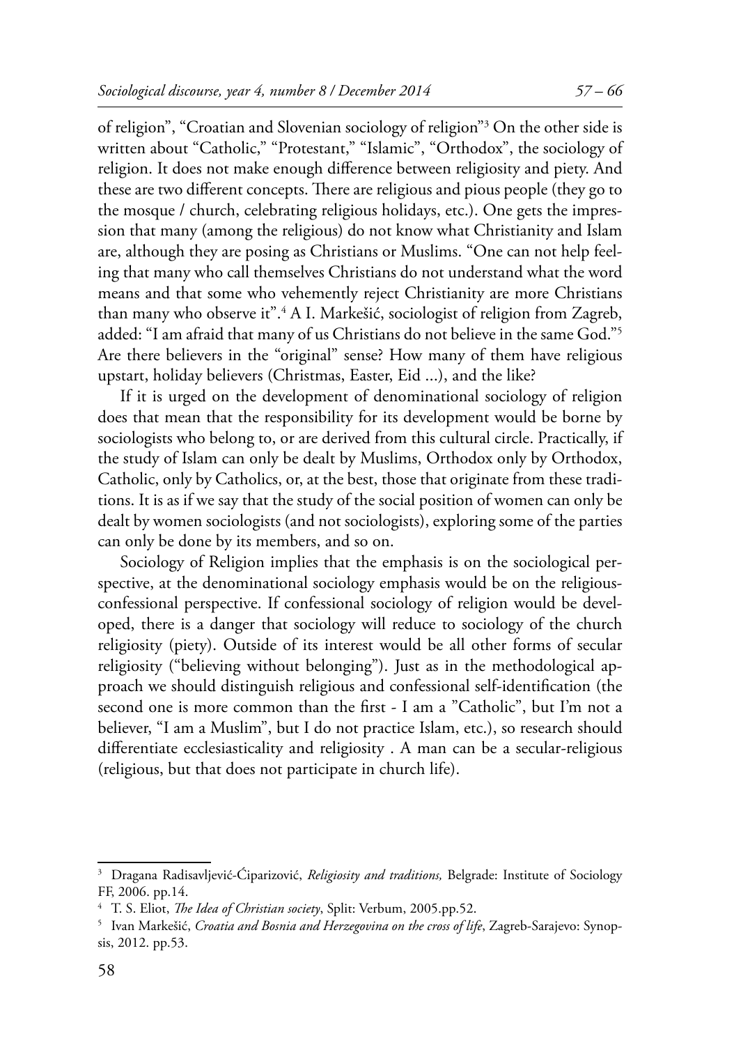of religion", "Croatian and Slovenian sociology of religion"[3] On the other side is written about "Catholic," "Protestant," "Islamic", "Orthodox", the sociology of religion. It does not make enough difference between religiosity and piety. And these are two different concepts. There are religious and pious people (they go to the mosque / church, celebrating religious holidays, etc.). One gets the impression that many (among the religious) do not know what Christianity and Islam are, although they are posing as Christians or Muslims. "One can not help feeling that many who call themselves Christians do not understand what the word means and that some who vehemently reject Christianity are more Christians than many who observe it".[4] A I. Markešić, sociologist of religion from Zagreb, added: "I am afraid that many of us Christians do not believe in the same God."[5] Are there believers in the "original" sense? How many of them have religious upstart, holiday believers (Christmas, Easter, Eid ...), and the like?

If it is urged on the development of denominational sociology of religion does that mean that the responsibility for its development would be borne by sociologists who belong to, or are derived from this cultural circle. Practically, if the study of Islam can only be dealt by Muslims, Orthodox only by Orthodox, Catholic, only by Catholics, or, at the best, those that originate from these traditions. It is as if we say that the study of the social position of women can only be dealt by women sociologists (and not sociologists), exploring some of the parties can only be done by its members, and so on.

Sociology of Religion implies that the emphasis is on the sociological perspective, at the denominational sociology emphasis would be on the religious-confessional perspective. If confessional sociology of religion would be developed, there is a danger that sociology will reduce to sociology of the church religiosity (piety). Outside of its interest would be all other forms of secular religiosity ("believing without belonging"). Just as in the methodological approach we should distinguish religious and confessional self-identification (the second one is more common than the first - I am a "Catholic", but I'm not a believer, "I am a Muslim", but I do not practice Islam, etc.), so research should differentiate ecclesiasticality and religiosity . A man can be a secular-religious (religious, but that does not participate in church life).

---

[3] Dragana Radisavljević-Ćiparizović, *Religiosity and traditions,* Belgrade: Institute of Sociology FF, 2006. pp.14.

[4] T. S. Eliot, *The Idea of Christian society*, Split: Verbum, 2005.pp.52.

[5] Ivan Markešić, *Croatia and Bosnia and Herzegovina on the cross of life*, Zagreb-Sarajevo: Synopsis, 2012. pp.53.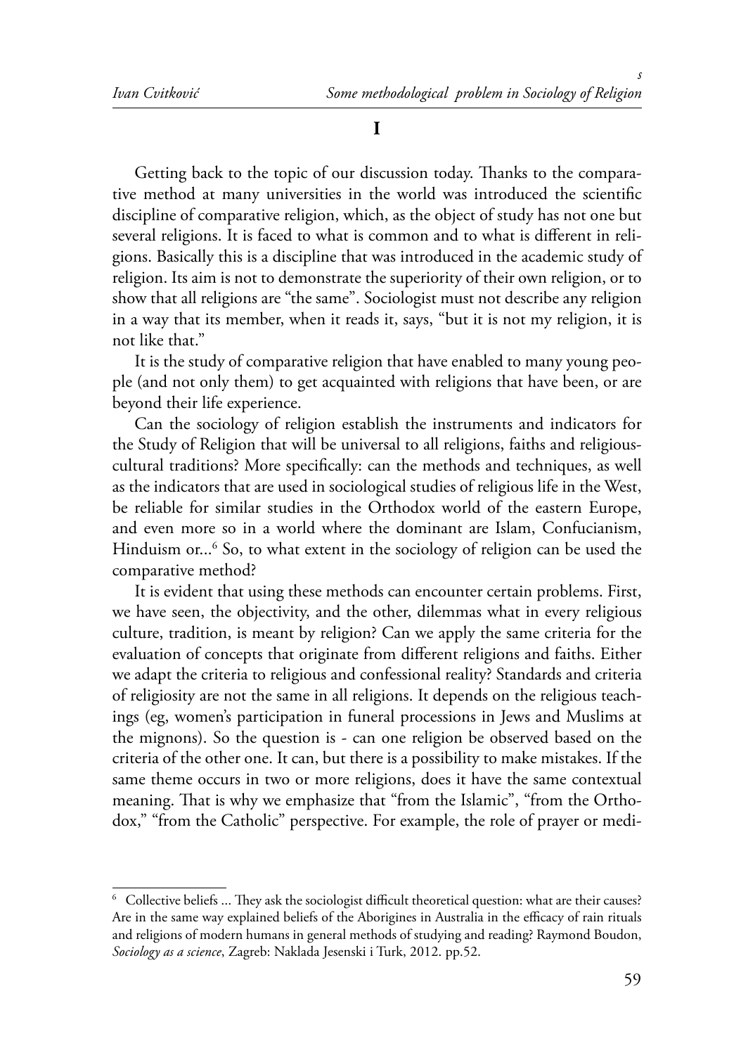# I

Getting back to the topic of our discussion today. Thanks to the comparative method at many universities in the world was introduced the scientific discipline of comparative religion, which, as the object of study has not one but several religions. It is faced to what is common and to what is different in religions. Basically this is a discipline that was introduced in the academic study of religion. Its aim is not to demonstrate the superiority of their own religion, or to show that all religions are "the same". Sociologist must not describe any religion in a way that its member, when it reads it, says, "but it is not my religion, it is not like that."

It is the study of comparative religion that have enabled to many young people (and not only them) to get acquainted with religions that have been, or are beyond their life experience.

Can the sociology of religion establish the instruments and indicators for the Study of Religion that will be universal to all religions, faiths and religious-cultural traditions? More specifically: can the methods and techniques, as well as the indicators that are used in sociological studies of religious life in the West, be reliable for similar studies in the Orthodox world of the eastern Europe, and even more so in a world where the dominant are Islam, Confucianism, Hinduism or...[6] So, to what extent in the sociology of religion can be used the comparative method?

It is evident that using these methods can encounter certain problems. First, we have seen, the objectivity, and the other, dilemmas what in every religious culture, tradition, is meant by religion? Can we apply the same criteria for the evaluation of concepts that originate from different religions and faiths. Either we adapt the criteria to religious and confessional reality? Standards and criteria of religiosity are not the same in all religions. It depends on the religious teachings (eg, women's participation in funeral processions in Jews and Muslims at the mignons). So the question is - can one religion be observed based on the criteria of the other one. It can, but there is a possibility to make mistakes. If the same theme occurs in two or more religions, does it have the same contextual meaning. That is why we emphasize that "from the Islamic", "from the Orthodox," "from the Catholic" perspective. For example, the role of prayer or medi-

---

[6] Collective beliefs ... They ask the sociologist difficult theoretical question: what are their causes? Are in the same way explained beliefs of the Aborigines in Australia in the efficacy of rain rituals and religions of modern humans in general methods of studying and reading? Raymond Boudon, *Sociology as a science*, Zagreb: Naklada Jesenski i Turk, 2012. pp.52.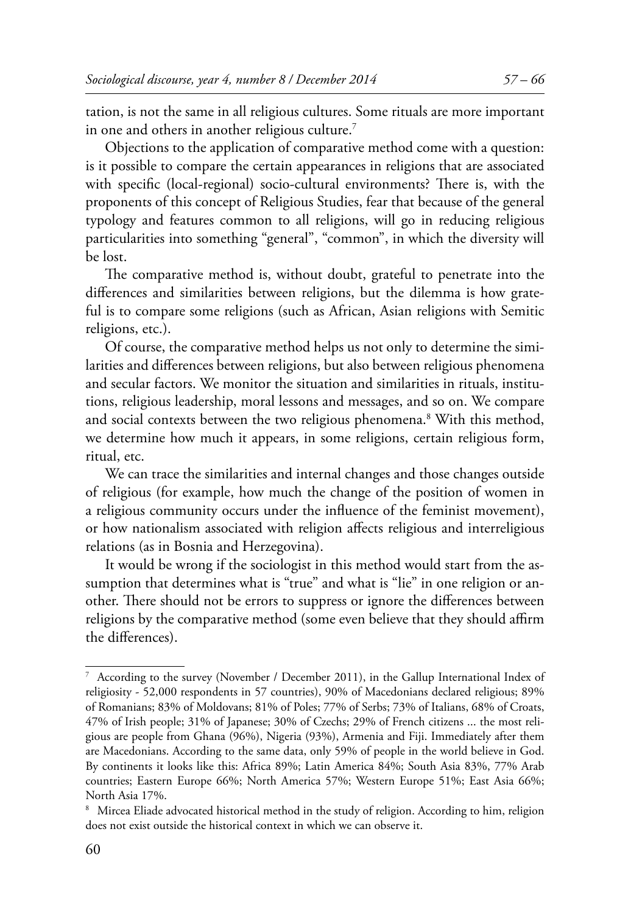tation, is not the same in all religious cultures. Some rituals are more important in one and others in another religious culture.[7]

Objections to the application of comparative method come with a question: is it possible to compare the certain appearances in religions that are associated with specific (local-regional) socio-cultural environments? There is, with the proponents of this concept of Religious Studies, fear that because of the general typology and features common to all religions, will go in reducing religious particularities into something "general", "common", in which the diversity will be lost.

The comparative method is, without doubt, grateful to penetrate into the differences and similarities between religions, but the dilemma is how grateful is to compare some religions (such as African, Asian religions with Semitic religions, etc.).

Of course, the comparative method helps us not only to determine the similarities and differences between religions, but also between religious phenomena and secular factors. We monitor the situation and similarities in rituals, institutions, religious leadership, moral lessons and messages, and so on. We compare and social contexts between the two religious phenomena.[8] With this method, we determine how much it appears, in some religions, certain religious form, ritual, etc.

We can trace the similarities and internal changes and those changes outside of religious (for example, how much the change of the position of women in a religious community occurs under the influence of the feminist movement), or how nationalism associated with religion affects religious and interreligious relations (as in Bosnia and Herzegovina).

It would be wrong if the sociologist in this method would start from the assumption that determines what is "true" and what is "lie" in one religion or another. There should not be errors to suppress or ignore the differences between religions by the comparative method (some even believe that they should affirm the differences).

---

[7] According to the survey (November / December 2011), in the Gallup International Index of religiosity - 52,000 respondents in 57 countries), 90% of Macedonians declared religious; 89% of Romanians; 83% of Moldovans; 81% of Poles; 77% of Serbs; 73% of Italians, 68% of Croats, 47% of Irish people; 31% of Japanese; 30% of Czechs; 29% of French citizens ... the most religious are people from Ghana (96%), Nigeria (93%), Armenia and Fiji. Immediately after them are Macedonians. According to the same data, only 59% of people in the world believe in God. By continents it looks like this: Africa 89%; Latin America 84%; South Asia 83%, 77% Arab countries; Eastern Europe 66%; North America 57%; Western Europe 51%; East Asia 66%; North Asia 17%.

[8] Mircea Eliade advocated historical method in the study of religion. According to him, religion does not exist outside the historical context in which we can observe it.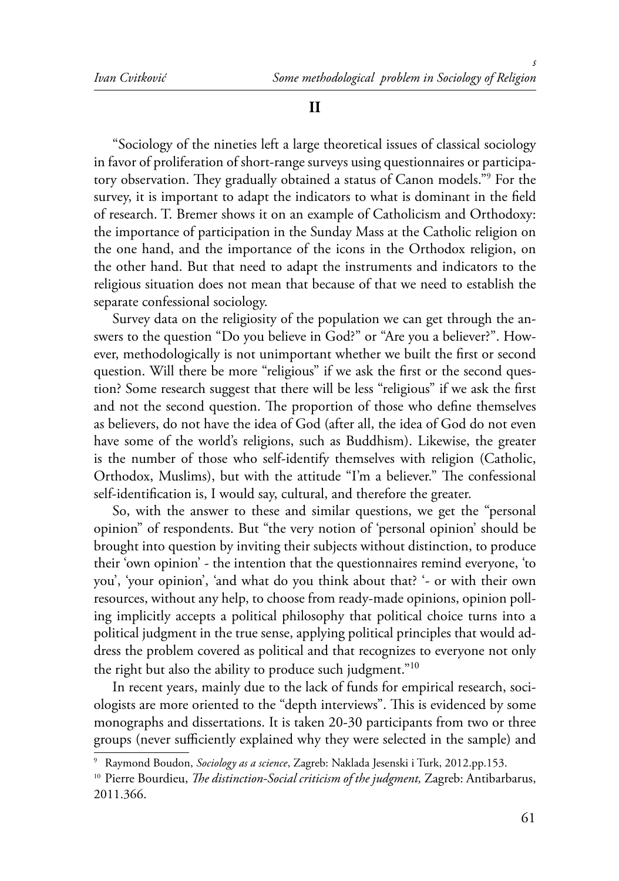## II

"Sociology of the nineties left a large theoretical issues of classical sociology in favor of proliferation of short-range surveys using questionnaires or participatory observation. They gradually obtained a status of Canon models."[9] For the survey, it is important to adapt the indicators to what is dominant in the field of research. T. Bremer shows it on an example of Catholicism and Orthodoxy: the importance of participation in the Sunday Mass at the Catholic religion on the one hand, and the importance of the icons in the Orthodox religion, on the other hand. But that need to adapt the instruments and indicators to the religious situation does not mean that because of that we need to establish the separate confessional sociology.

Survey data on the religiosity of the population we can get through the answers to the question "Do you believe in God?" or "Are you a believer?". However, methodologically is not unimportant whether we built the first or second question. Will there be more "religious" if we ask the first or the second question? Some research suggest that there will be less "religious" if we ask the first and not the second question. The proportion of those who define themselves as believers, do not have the idea of God (after all, the idea of God do not even have some of the world's religions, such as Buddhism). Likewise, the greater is the number of those who self-identify themselves with religion (Catholic, Orthodox, Muslims), but with the attitude "I'm a believer." The confessional self-identification is, I would say, cultural, and therefore the greater.

So, with the answer to these and similar questions, we get the "personal opinion" of respondents. But "the very notion of 'personal opinion' should be brought into question by inviting their subjects without distinction, to produce their 'own opinion' - the intention that the questionnaires remind everyone, 'to you', 'your opinion', 'and what do you think about that? '- or with their own resources, without any help, to choose from ready-made opinions, opinion polling implicitly accepts a political philosophy that political choice turns into a political judgment in the true sense, applying political principles that would address the problem covered as political and that recognizes to everyone not only the right but also the ability to produce such judgment."[10]

In recent years, mainly due to the lack of funds for empirical research, sociologists are more oriented to the "depth interviews". This is evidenced by some monographs and dissertations. It is taken 20-30 participants from two or three groups (never sufficiently explained why they were selected in the sample) and

---

[9] Raymond Boudon, *Sociology as a science*, Zagreb: Naklada Jesenski i Turk, 2012.pp.153.

[10] Pierre Bourdieu, *The distinction-Social criticism of the judgment,* Zagreb: Antibarbarus, 2011.366.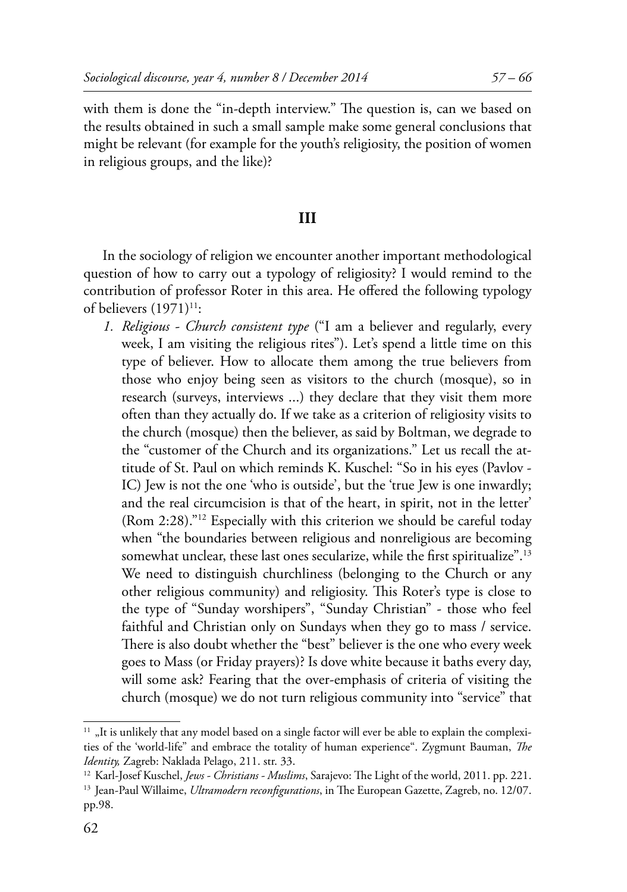with them is done the "in-depth interview." The question is, can we based on the results obtained in such a small sample make some general conclusions that might be relevant (for example for the youth's religiosity, the position of women in religious groups, and the like)?

## III

In the sociology of religion we encounter another important methodological question of how to carry out a typology of religiosity? I would remind to the contribution of professor Roter in this area. He offered the following typology of believers (1971)[11]:

1. *Religious - Church consistent type* ("I am a believer and regularly, every week, I am visiting the religious rites"). Let's spend a little time on this type of believer. How to allocate them among the true believers from those who enjoy being seen as visitors to the church (mosque), so in research (surveys, interviews ...) they declare that they visit them more often than they actually do. If we take as a criterion of religiosity visits to the church (mosque) then the believer, as said by Boltman, we degrade to the "customer of the Church and its organizations." Let us recall the attitude of St. Paul on which reminds K. Kuschel: "So in his eyes (Pavlov - IC) Jew is not the one 'who is outside', but the 'true Jew is one inwardly; and the real circumcision is that of the heart, in spirit, not in the letter' (Rom 2:28)."[12] Especially with this criterion we should be careful today when "the boundaries between religious and nonreligious are becoming somewhat unclear, these last ones secularize, while the first spiritualize".[13] We need to distinguish churchliness (belonging to the Church or any other religious community) and religiosity. This Roter's type is close to the type of "Sunday worshipers", "Sunday Christian" - those who feel faithful and Christian only on Sundays when they go to mass / service. There is also doubt whether the "best" believer is the one who every week goes to Mass (or Friday prayers)? Is dove white because it baths every day, will some ask? Fearing that the over-emphasis of criteria of visiting the church (mosque) we do not turn religious community into "service" that

---

[11] „It is unlikely that any model based on a single factor will ever be able to explain the complexities of the 'world-life" and embrace the totality of human experience". Zygmunt Bauman, *The Identity,* Zagreb: Naklada Pelago, 211. str. 33.

[12] Karl-Josef Kuschel, *Jews - Christians - Muslims*, Sarajevo: The Light of the world, 2011. pp. 221.

[13] Jean-Paul Willaime, *Ultramodern reconfigurations*, in The European Gazette, Zagreb, no. 12/07. pp.98.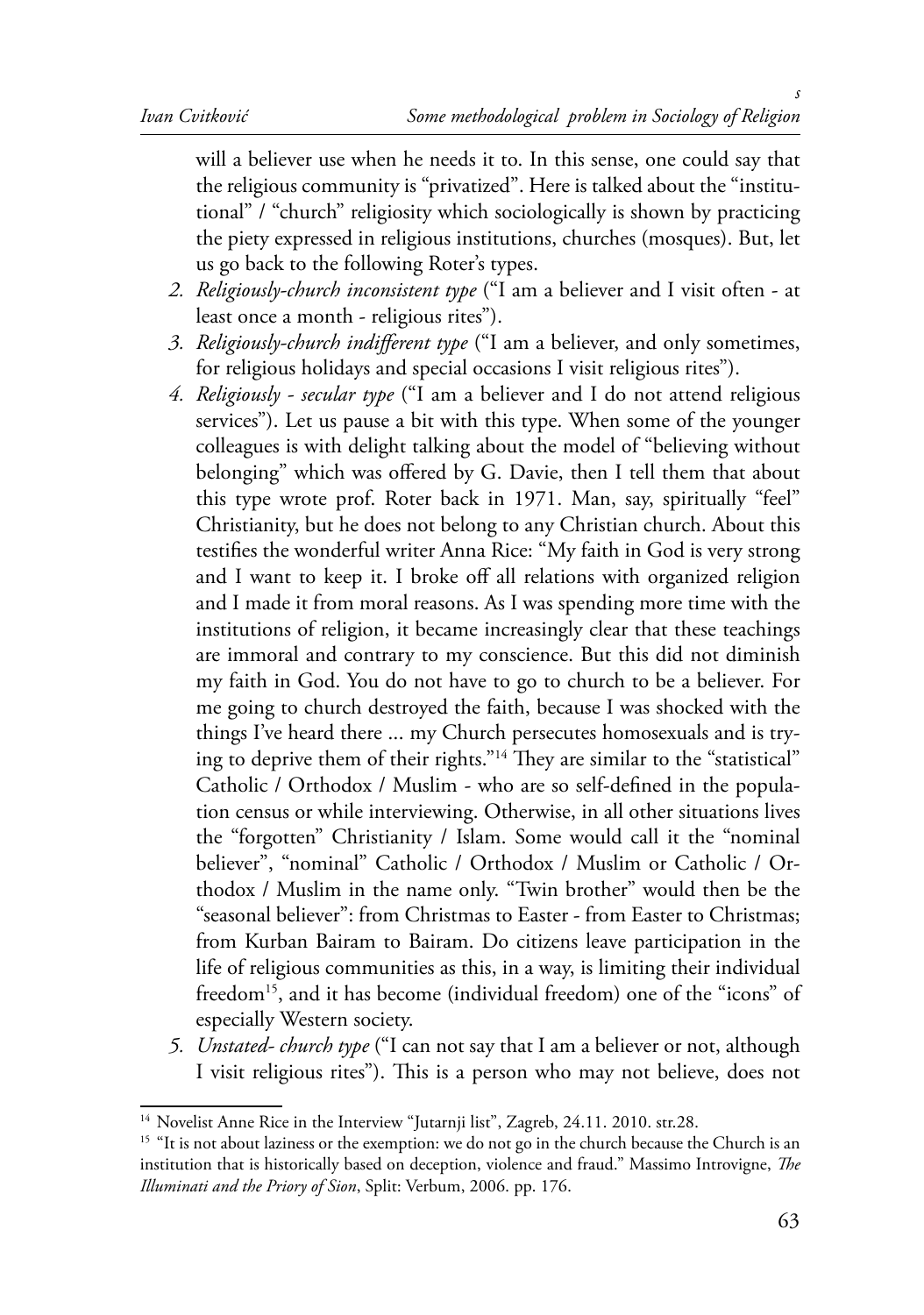will a believer use when he needs it to. In this sense, one could say that the religious community is "privatized". Here is talked about the "institutional" / "church" religiosity which sociologically is shown by practicing the piety expressed in religious institutions, churches (mosques). But, let us go back to the following Roter's types.

2. *Religiously-church inconsistent type* ("I am a believer and I visit often - at least once a month - religious rites").
3. *Religiously-church indifferent type* ("I am a believer, and only sometimes, for religious holidays and special occasions I visit religious rites").
4. *Religiously - secular type* ("I am a believer and I do not attend religious services"). Let us pause a bit with this type. When some of the younger colleagues is with delight talking about the model of "believing without belonging" which was offered by G. Davie, then I tell them that about this type wrote prof. Roter back in 1971. Man, say, spiritually "feel" Christianity, but he does not belong to any Christian church. About this testifies the wonderful writer Anna Rice: "My faith in God is very strong and I want to keep it. I broke off all relations with organized religion and I made it from moral reasons. As I was spending more time with the institutions of religion, it became increasingly clear that these teachings are immoral and contrary to my conscience. But this did not diminish my faith in God. You do not have to go to church to be a believer. For me going to church destroyed the faith, because I was shocked with the things I've heard there ... my Church persecutes homosexuals and is trying to deprive them of their rights."[14] They are similar to the "statistical" Catholic / Orthodox / Muslim - who are so self-defined in the population census or while interviewing. Otherwise, in all other situations lives the "forgotten" Christianity / Islam. Some would call it the "nominal believer", "nominal" Catholic / Orthodox / Muslim or Catholic / Orthodox / Muslim in the name only. "Twin brother" would then be the "seasonal believer": from Christmas to Easter - from Easter to Christmas; from Kurban Bairam to Bairam. Do citizens leave participation in the life of religious communities as this, in a way, is limiting their individual freedom[15], and it has become (individual freedom) one of the "icons" of especially Western society.
5. *Unstated- church type* ("I can not say that I am a believer or not, although I visit religious rites"). This is a person who may not believe, does not

[14] Novelist Anne Rice in the Interview "Jutarnji list", Zagreb, 24.11. 2010. str.28.

[15] "It is not about laziness or the exemption: we do not go in the church because the Church is an institution that is historically based on deception, violence and fraud." Massimo Introvigne, *The Illuminati and the Priory of Sion*, Split: Verbum, 2006. pp. 176.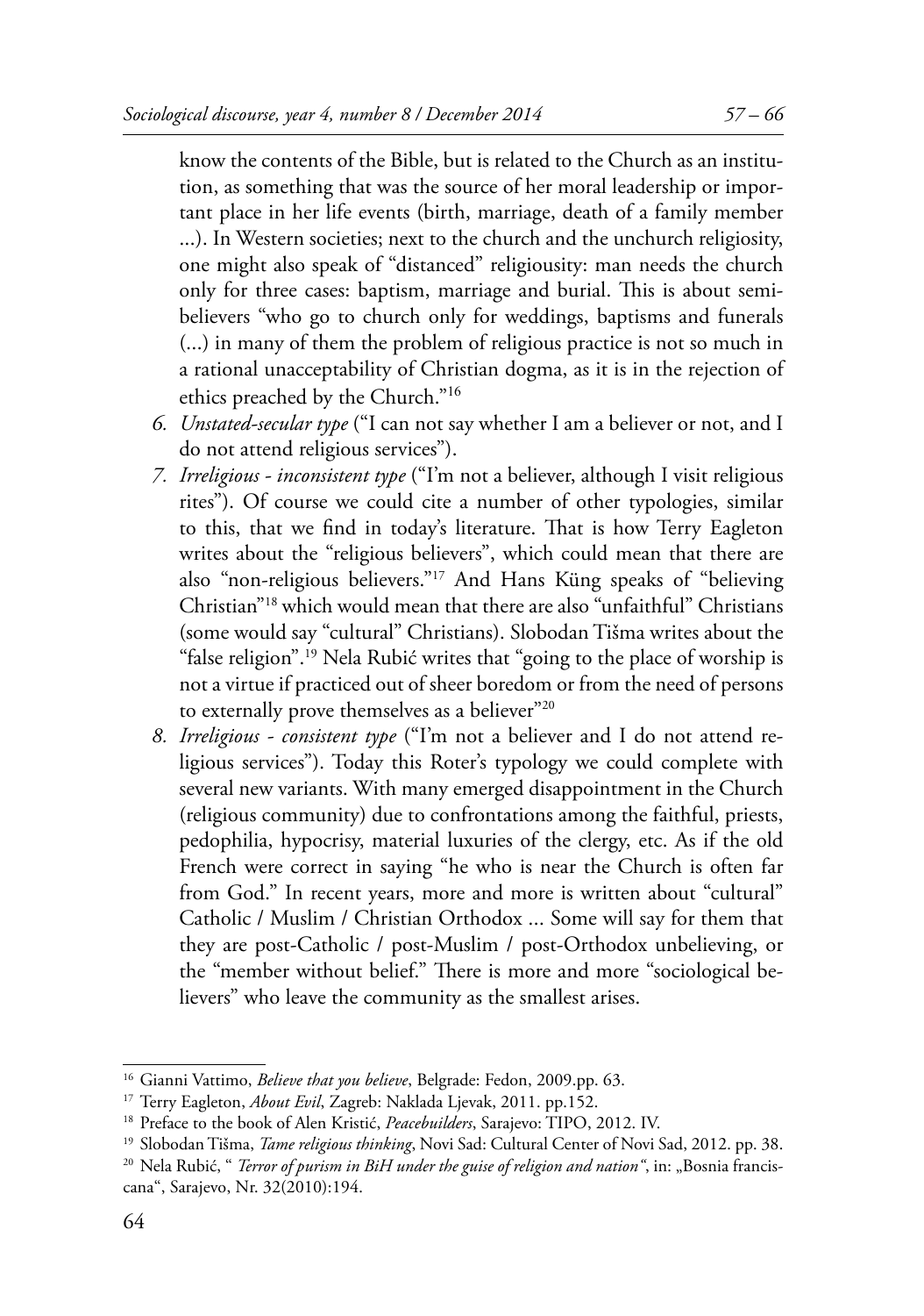know the contents of the Bible, but is related to the Church as an institution, as something that was the source of her moral leadership or important place in her life events (birth, marriage, death of a family member ...). In Western societies; next to the church and the unchurch religiosity, one might also speak of "distanced" religiousity: man needs the church only for three cases: baptism, marriage and burial. This is about semi-believers "who go to church only for weddings, baptisms and funerals (...) in many of them the problem of religious practice is not so much in a rational unacceptability of Christian dogma, as it is in the rejection of ethics preached by the Church."[16]

6. *Unstated-secular type* ("I can not say whether I am a believer or not, and I do not attend religious services").
7. *Irreligious - inconsistent type* ("I'm not a believer, although I visit religious rites"). Of course we could cite a number of other typologies, similar to this, that we find in today's literature. That is how Terry Eagleton writes about the "religious believers", which could mean that there are also "non-religious believers."[17] And Hans Küng speaks of "believing Christian"[18] which would mean that there are also "unfaithful" Christians (some would say "cultural" Christians). Slobodan Tišma writes about the "false religion".[19] Nela Rubić writes that "going to the place of worship is not a virtue if practiced out of sheer boredom or from the need of persons to externally prove themselves as a believer"[20]
8. *Irreligious - consistent type* ("I'm not a believer and I do not attend religious services"). Today this Roter's typology we could complete with several new variants. With many emerged disappointment in the Church (religious community) due to confrontations among the faithful, priests, pedophilia, hypocrisy, material luxuries of the clergy, etc. As if the old French were correct in saying "he who is near the Church is often far from God." In recent years, more and more is written about "cultural" Catholic / Muslim / Christian Orthodox ... Some will say for them that they are post-Catholic / post-Muslim / post-Orthodox unbelieving, or the "member without belief." There is more and more "sociological believers" who leave the community as the smallest arises.

---

[16] Gianni Vattimo, *Believe that you believe*, Belgrade: Fedon, 2009.pp. 63.

[17] Terry Eagleton, *About Evil*, Zagreb: Naklada Ljevak, 2011. pp.152.

[18] Preface to the book of Alen Kristić, *Peacebuilders*, Sarajevo: TIPO, 2012. IV.

[19] Slobodan Tišma, *Tame religious thinking*, Novi Sad: Cultural Center of Novi Sad, 2012. pp. 38.

[20] Nela Rubić, " *Terror of purism in BiH under the guise of religion and nation"*, in: „Bosnia franciscana", Sarajevo, Nr. 32(2010):194.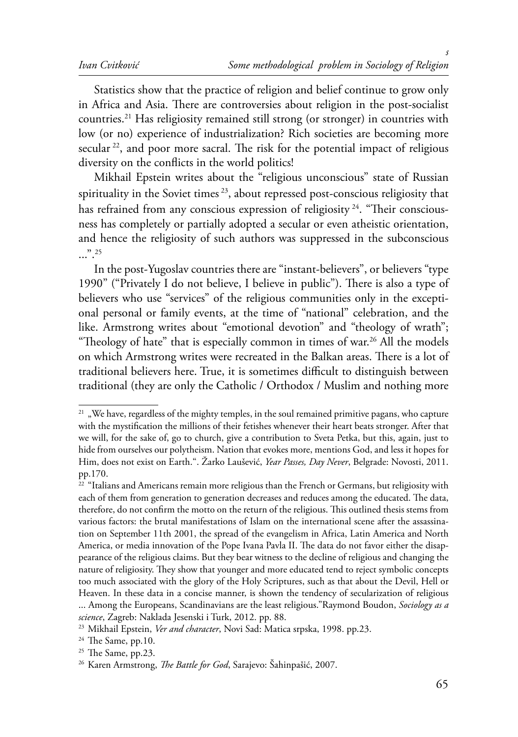Statistics show that the practice of religion and belief continue to grow only in Africa and Asia. There are controversies about religion in the post-socialist countries.[21] Has religiosity remained still strong (or stronger) in countries with low (or no) experience of industrialization? Rich societies are becoming more secular [22], and poor more sacral. The risk for the potential impact of religious diversity on the conflicts in the world politics!

Mikhail Epstein writes about the "religious unconscious" state of Russian spirituality in the Soviet times [23], about repressed post-conscious religiosity that has refrained from any conscious expression of religiosity [24]. "Their consciousness has completely or partially adopted a secular or even atheistic orientation, and hence the religiosity of such authors was suppressed in the subconscious ...".[25]

In the post-Yugoslav countries there are "instant-believers", or believers "type 1990" ("Privately I do not believe, I believe in public"). There is also a type of believers who use "services" of the religious communities only in the exceptional personal or family events, at the time of "national" celebration, and the like. Armstrong writes about "emotional devotion" and "theology of wrath"; "Theology of hate" that is especially common in times of war.[26] All the models on which Armstrong writes were recreated in the Balkan areas. There is a lot of traditional believers here. True, it is sometimes difficult to distinguish between traditional (they are only the Catholic / Orthodox / Muslim and nothing more

---

[21] „We have, regardless of the mighty temples, in the soul remained primitive pagans, who capture with the mystification the millions of their fetishes whenever their heart beats stronger. After that we will, for the sake of, go to church, give a contribution to Sveta Petka, but this, again, just to hide from ourselves our polytheism. Nation that evokes more, mentions God, and less it hopes for Him, does not exist on Earth.". Žarko Laušević, *Year Passes, Day Never*, Belgrade: Novosti, 2011. pp.170.

[22] "Italians and Americans remain more religious than the French or Germans, but religiosity with each of them from generation to generation decreases and reduces among the educated. The data, therefore, do not confirm the motto on the return of the religious. This outlined thesis stems from various factors: the brutal manifestations of Islam on the international scene after the assassination on September 11th 2001, the spread of the evangelism in Africa, Latin America and North America, or media innovation of the Pope Ivana Pavla II. The data do not favor either the disappearance of the religious claims. But they bear witness to the decline of religious and changing the nature of religiosity. They show that younger and more educated tend to reject symbolic concepts too much associated with the glory of the Holy Scriptures, such as that about the Devil, Hell or Heaven. In these data in a concise manner, is shown the tendency of secularization of religious ... Among the Europeans, Scandinavians are the least religious."Raymond Boudon, *Sociology as a science*, Zagreb: Naklada Jesenski i Turk, 2012. pp. 88.

[23] Mikhail Epstein, *Ver and character*, Novi Sad: Matica srpska, 1998. pp.23.

[24] The Same, pp.10.

[25] The Same, pp.23.

[26] Karen Armstrong, *The Battle for God*, Sarajevo: Šahinpašić, 2007.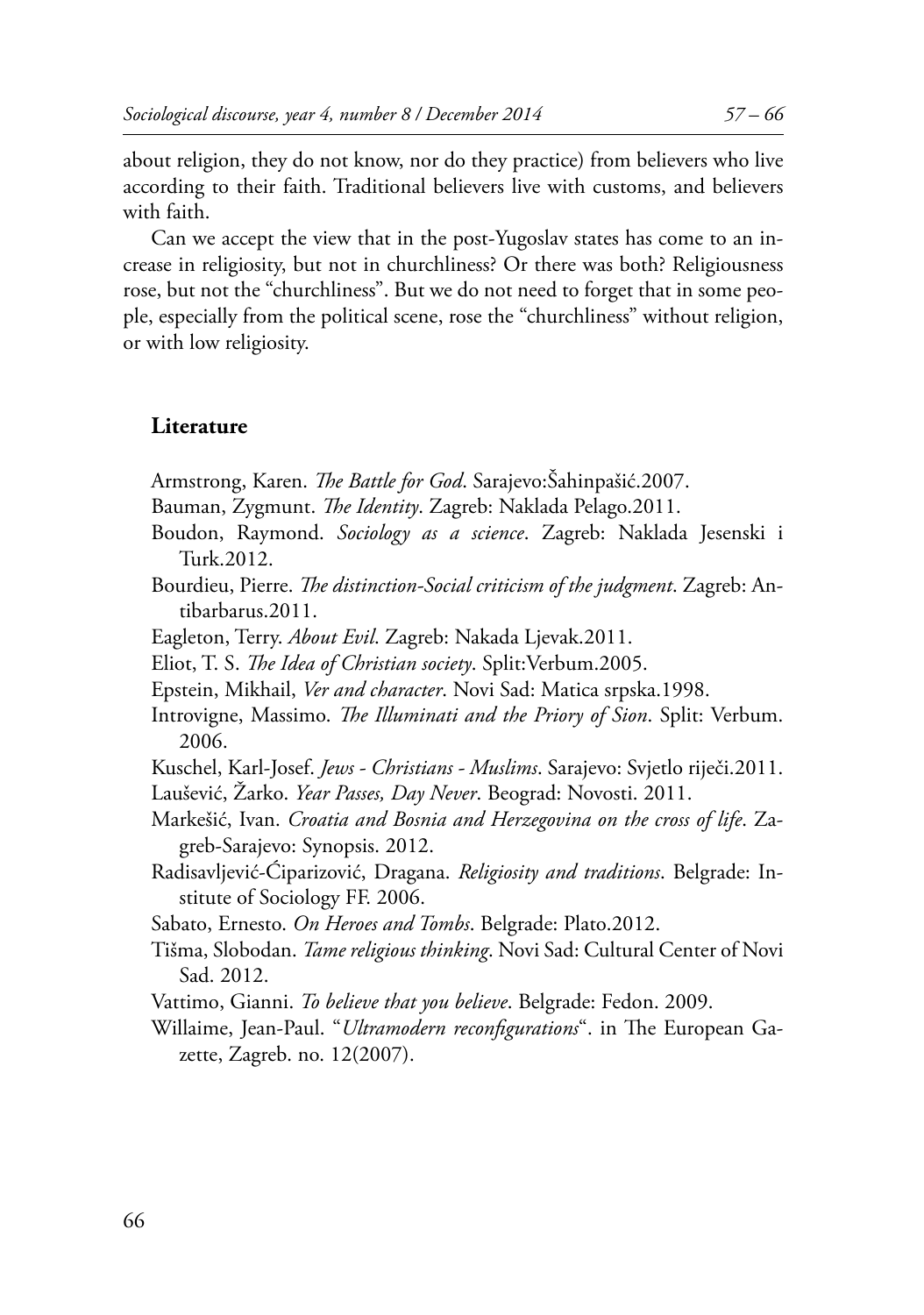about religion, they do not know, nor do they practice) from believers who live according to their faith. Traditional believers live with customs, and believers with faith.

Can we accept the view that in the post-Yugoslav states has come to an increase in religiosity, but not in churchliness? Or there was both? Religiousness rose, but not the "churchliness". But we do not need to forget that in some people, especially from the political scene, rose the "churchliness" without religion, or with low religiosity.

## Literature

Armstrong, Karen. *The Battle for God*. Sarajevo:Šahinpašić.2007.

Bauman, Zygmunt. *The Identity*. Zagreb: Naklada Pelago.2011.

Boudon, Raymond. *Sociology as a science*. Zagreb: Naklada Jesenski i Turk.2012.

Bourdieu, Pierre. *The distinction-Social criticism of the judgment*. Zagreb: Antibarbarus.2011.

Eagleton, Terry. *About Evil*. Zagreb: Nakada Ljevak.2011.

Eliot, T. S. *The Idea of Christian society*. Split:Verbum.2005.

Epstein, Mikhail, *Ver and character*. Novi Sad: Matica srpska.1998.

Introvigne, Massimo. *The Illuminati and the Priory of Sion*. Split: Verbum. 2006.

Kuschel, Karl-Josef. *Jews - Christians - Muslims*. Sarajevo: Svjetlo riječi.2011.

Laušević, Žarko. *Year Passes, Day Never*. Beograd: Novosti. 2011.

Markešić, Ivan. *Croatia and Bosnia and Herzegovina on the cross of life*. Zagreb-Sarajevo: Synopsis. 2012.

Radisavljević-Ćiparizović, Dragana. *Religiosity and traditions*. Belgrade: Institute of Sociology FF. 2006.

Sabato, Ernesto. *On Heroes and Tombs*. Belgrade: Plato.2012.

Tišma, Slobodan. *Tame religious thinking*. Novi Sad: Cultural Center of Novi Sad. 2012.

Vattimo, Gianni. *To believe that you believe*. Belgrade: Fedon. 2009.

Willaime, Jean-Paul. "*Ultramodern reconfigurations*". in The European Gazette, Zagreb. no. 12(2007).